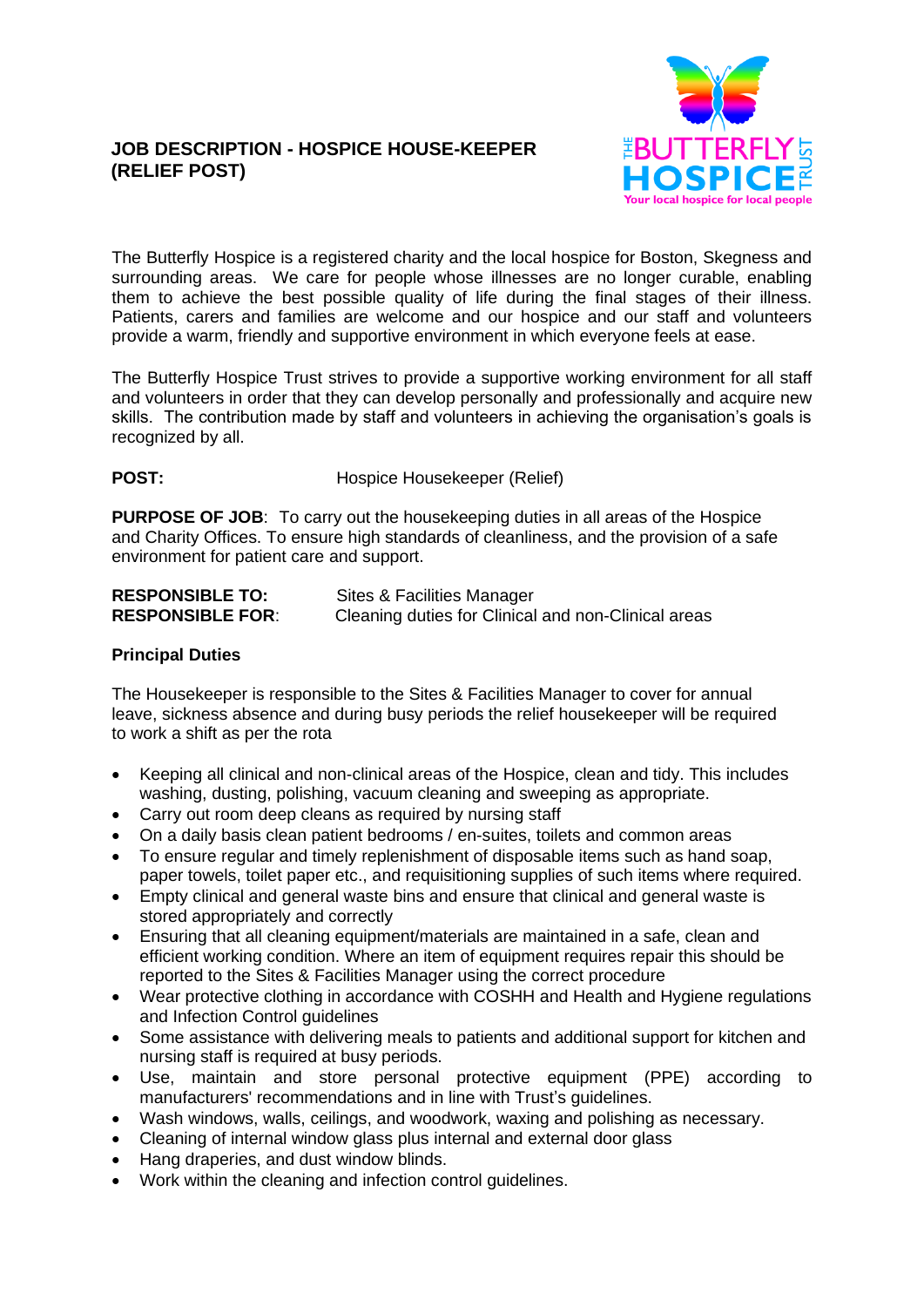## JOB DESCRIPTION - HOSPICE HOUSE-KEEPER (RELIEF POST)

The Butterfly Hospice is a registered charity and the local hospice for Boston, Skegness and surrounding areas. We care for people whose illnesses are no longer curable, enabling them to achieve the best possible quality of life during the final stages of their illness. Patients, carers and families are welcome and our hospice and our staff and volunteers provide a warm, friendly and supportive environment in which everyone feels at ease.

The Butterfly Hospice Trust strives to provide a supportive working environment for all staff and volunteers in order that they can develop personally and professionally and acquire new skills. The contribution made by staff and volunteers in achieving the organisation's goals is recognized by all.

**POST:** Hospice Housekeeper (Relief)

**PURPOSE OF JOB**: To carry out the housekeeping duties in all areas of the Hospice and Charity Offices. To ensure high standards of cleanliness, and the provision of a safe environment for patient care and support.

**RESPONSIBLE TO:** Sites & Facilities Manager
**RESPONSIBLE FOR**: Cleaning duties for Clinical and non-Clinical areas

**Principal Duties**

The Housekeeper is responsible to the Sites & Facilities Manager to cover for annual leave, sickness absence and during busy periods the relief housekeeper will be required to work a shift as per the rota

- Keeping all clinical and non-clinical areas of the Hospice, clean and tidy. This includes washing, dusting, polishing, vacuum cleaning and sweeping as appropriate.
- Carry out room deep cleans as required by nursing staff
- On a daily basis clean patient bedrooms / en-suites, toilets and common areas
- To ensure regular and timely replenishment of disposable items such as hand soap, paper towels, toilet paper etc., and requisitioning supplies of such items where required.
- Empty clinical and general waste bins and ensure that clinical and general waste is stored appropriately and correctly
- Ensuring that all cleaning equipment/materials are maintained in a safe, clean and efficient working condition. Where an item of equipment requires repair this should be reported to the Sites & Facilities Manager using the correct procedure
- Wear protective clothing in accordance with COSHH and Health and Hygiene regulations and Infection Control guidelines
- Some assistance with delivering meals to patients and additional support for kitchen and nursing staff is required at busy periods.
- Use, maintain and store personal protective equipment (PPE) according to manufacturers' recommendations and in line with Trust's guidelines.
- Wash windows, walls, ceilings, and woodwork, waxing and polishing as necessary.
- Cleaning of internal window glass plus internal and external door glass
- Hang draperies, and dust window blinds.
- Work within the cleaning and infection control guidelines.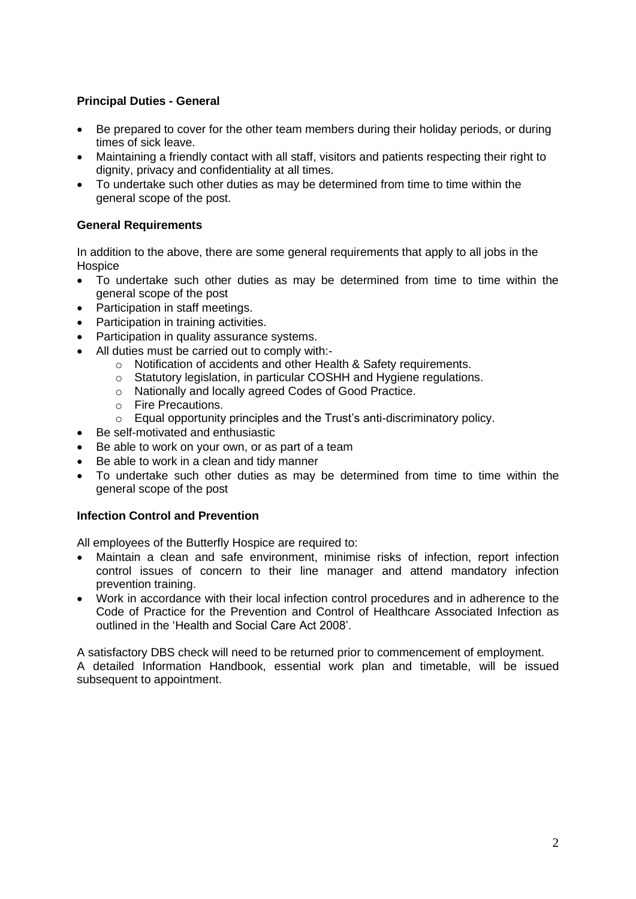**Principal Duties - General**

- Be prepared to cover for the other team members during their holiday periods, or during times of sick leave.
- Maintaining a friendly contact with all staff, visitors and patients respecting their right to dignity, privacy and confidentiality at all times.
- To undertake such other duties as may be determined from time to time within the general scope of the post.

**General Requirements**

In addition to the above, there are some general requirements that apply to all jobs in the Hospice

- To undertake such other duties as may be determined from time to time within the general scope of the post
- Participation in staff meetings.
- Participation in training activities.
- Participation in quality assurance systems.
- All duties must be carried out to comply with:-
    - Notification of accidents and other Health & Safety requirements.
    - Statutory legislation, in particular COSHH and Hygiene regulations.
    - Nationally and locally agreed Codes of Good Practice.
    - Fire Precautions.
    - Equal opportunity principles and the Trust's anti-discriminatory policy.
- Be self-motivated and enthusiastic
- Be able to work on your own, or as part of a team
- Be able to work in a clean and tidy manner
- To undertake such other duties as may be determined from time to time within the general scope of the post

**Infection Control and Prevention**

All employees of the Butterfly Hospice are required to:

- Maintain a clean and safe environment, minimise risks of infection, report infection control issues of concern to their line manager and attend mandatory infection prevention training.
- Work in accordance with their local infection control procedures and in adherence to the Code of Practice for the Prevention and Control of Healthcare Associated Infection as outlined in the 'Health and Social Care Act 2008'.

A satisfactory DBS check will need to be returned prior to commencement of employment.
A detailed Information Handbook, essential work plan and timetable, will be issued subsequent to appointment.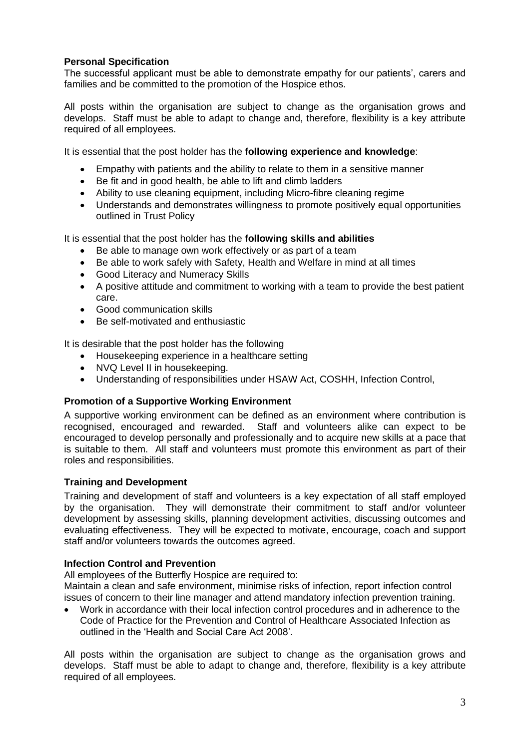**Personal Specification**

The successful applicant must be able to demonstrate empathy for our patients', carers and families and be committed to the promotion of the Hospice ethos.

All posts within the organisation are subject to change as the organisation grows and develops. Staff must be able to adapt to change and, therefore, flexibility is a key attribute required of all employees.

It is essential that the post holder has the **following experience and knowledge**:

- Empathy with patients and the ability to relate to them in a sensitive manner
- Be fit and in good health, be able to lift and climb ladders
- Ability to use cleaning equipment, including Micro-fibre cleaning regime
- Understands and demonstrates willingness to promote positively equal opportunities outlined in Trust Policy

It is essential that the post holder has the **following skills and abilities**

- Be able to manage own work effectively or as part of a team
- Be able to work safely with Safety, Health and Welfare in mind at all times
- Good Literacy and Numeracy Skills
- A positive attitude and commitment to working with a team to provide the best patient care.
- Good communication skills
- Be self-motivated and enthusiastic

It is desirable that the post holder has the following

- Housekeeping experience in a healthcare setting
- NVQ Level II in housekeeping.
- Understanding of responsibilities under HSAW Act, COSHH, Infection Control,

**Promotion of a Supportive Working Environment**

A supportive working environment can be defined as an environment where contribution is recognised, encouraged and rewarded. Staff and volunteers alike can expect to be encouraged to develop personally and professionally and to acquire new skills at a pace that is suitable to them. All staff and volunteers must promote this environment as part of their roles and responsibilities.

**Training and Development**

Training and development of staff and volunteers is a key expectation of all staff employed by the organisation. They will demonstrate their commitment to staff and/or volunteer development by assessing skills, planning development activities, discussing outcomes and evaluating effectiveness. They will be expected to motivate, encourage, coach and support staff and/or volunteers towards the outcomes agreed.

**Infection Control and Prevention**

All employees of the Butterfly Hospice are required to:

Maintain a clean and safe environment, minimise risks of infection, report infection control issues of concern to their line manager and attend mandatory infection prevention training.

- Work in accordance with their local infection control procedures and in adherence to the Code of Practice for the Prevention and Control of Healthcare Associated Infection as outlined in the 'Health and Social Care Act 2008'.

All posts within the organisation are subject to change as the organisation grows and develops. Staff must be able to adapt to change and, therefore, flexibility is a key attribute required of all employees.